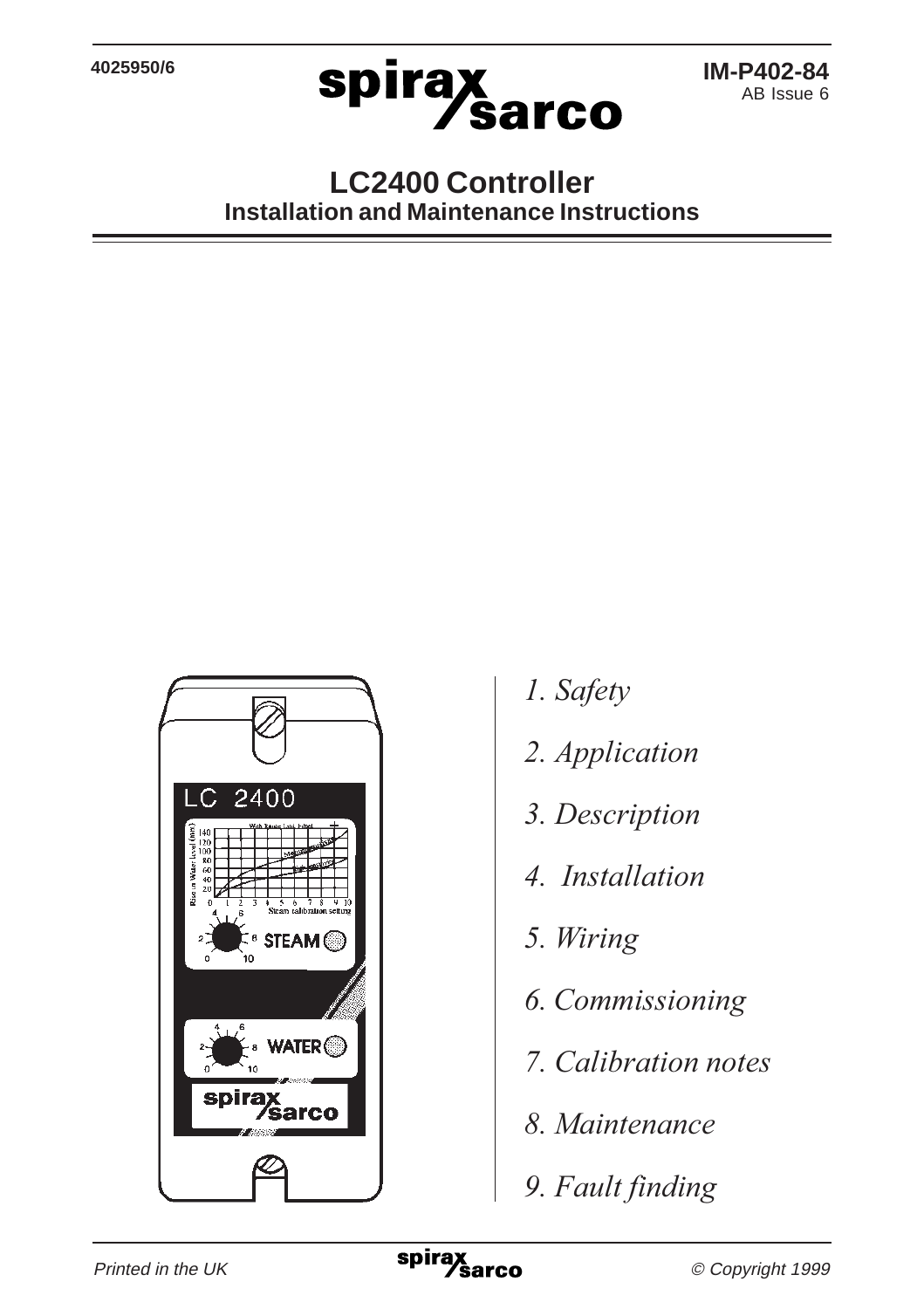4025950/6

IM-P402-84
AB Issue 6

# LC2400 Controller

## Installation and Maintenance Instructions

*1. Safety*

*2. Application*

*3. Description*

*4. Installation*

*5. Wiring*

*6. Commissioning*

*7. Calibration notes*

*8. Maintenance*

*9. Fault finding*

*Printed in the UK* *© Copyright 1999*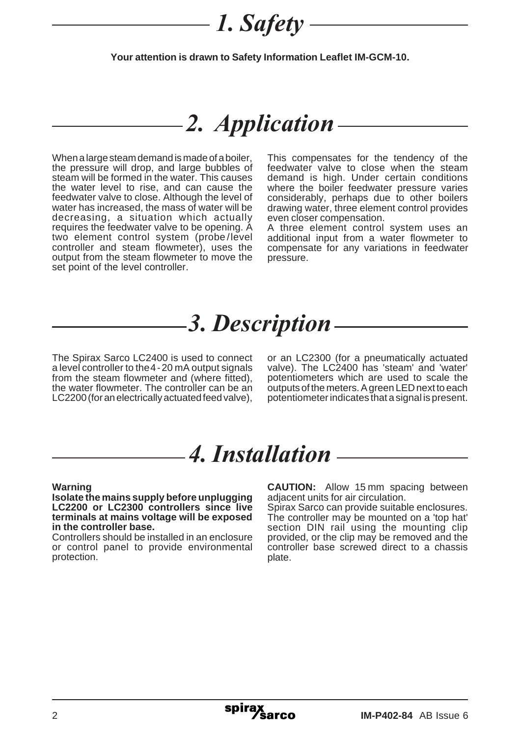# 1. Safety

**Your attention is drawn to Safety Information Leaflet IM-GCM-10.**

# 2. Application

When a large steam demand is made of a boiler, the pressure will drop, and large bubbles of steam will be formed in the water. This causes the water level to rise, and can cause the feedwater valve to close. Although the level of water has increased, the mass of water will be decreasing, a situation which actually requires the feedwater valve to be opening. A two element control system (probe/level controller and steam flowmeter), uses the output from the steam flowmeter to move the set point of the level controller.

This compensates for the tendency of the feedwater valve to close when the steam demand is high. Under certain conditions where the boiler feedwater pressure varies considerably, perhaps due to other boilers drawing water, three element control provides even closer compensation.

A three element control system uses an additional input from a water flowmeter to compensate for any variations in feedwater pressure.

# 3. Description

The Spirax Sarco LC2400 is used to connect a level controller to the 4 - 20 mA output signals from the steam flowmeter and (where fitted), the water flowmeter. The controller can be an LC2200 (for an electrically actuated feed valve), or an LC2300 (for a pneumatically actuated valve). The LC2400 has 'steam' and 'water' potentiometers which are used to scale the outputs of the meters. A green LED next to each potentiometer indicates that a signal is present.

# 4. Installation

**Warning**

**Isolate the mains supply before unplugging LC2200 or LC2300 controllers since live terminals at mains voltage will be exposed in the controller base.**

Controllers should be installed in an enclosure or control panel to provide environmental protection.

**CAUTION:** Allow 15 mm spacing between adjacent units for air circulation.

Spirax Sarco can provide suitable enclosures. The controller may be mounted on a 'top hat' section DIN rail using the mounting clip provided, or the clip may be removed and the controller base screwed direct to a chassis plate.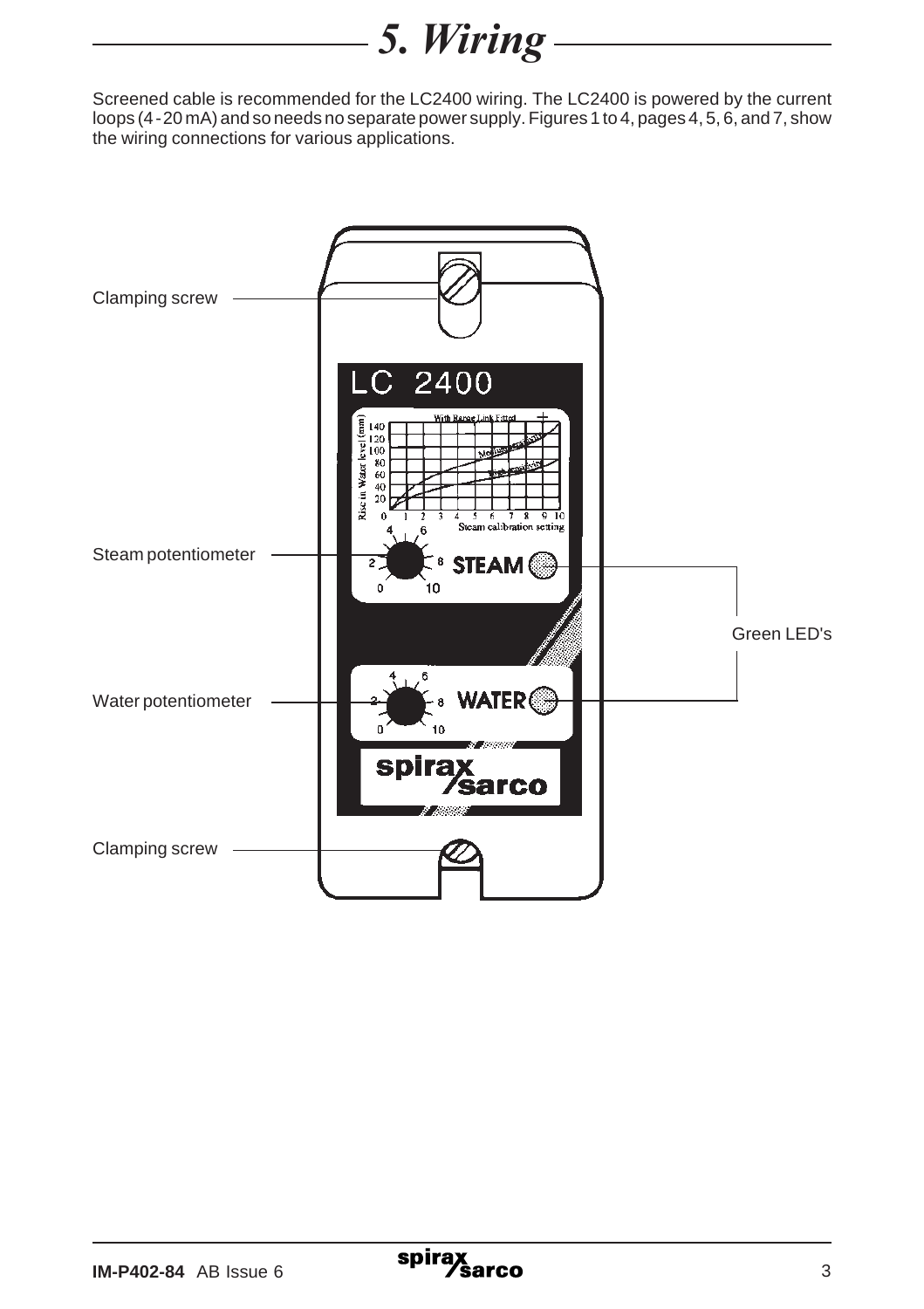# 5. Wiring

Screened cable is recommended for the LC2400 wiring. The LC2400 is powered by the current loops (4 - 20 mA) and so needs no separate power supply. Figures 1 to 4, pages 4, 5, 6, and 7, show the wiring connections for various applications.

Clamping screw

Steam potentiometer

Water potentiometer

Clamping screw

Green LED's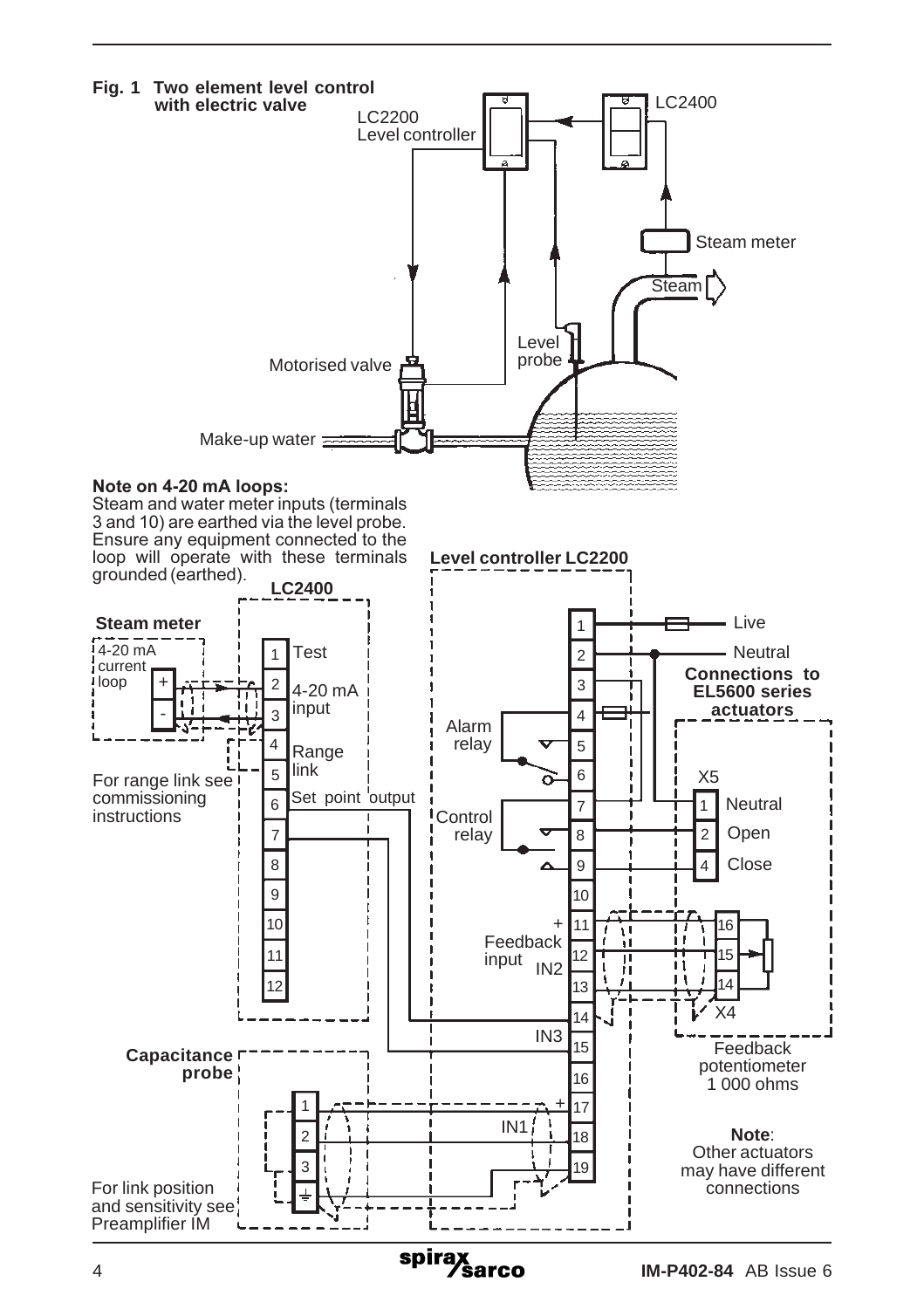**Fig. 1 Two element level control with electric valve**

LC2200 Level controller

LC2400

Steam meter

Steam

Level probe

Motorised valve

Make-up water

**Note on 4-20 mA loops:**
Steam and water meter inputs (terminals 3 and 10) are earthed via the level probe. Ensure any equipment connected to the loop will operate with these terminals grounded (earthed).

**LC2400**

**Steam meter**

4-20 mA current loop

1 Test
2 4-20 mA input
3
4 Range link
5
6 Set point output
7
8
9
10
11
12

For range link see commissioning instructions

**Level controller LC2200**

1 Live
2 Neutral
3
4
5 Alarm relay
6
7 Control relay
8
9
10
11 + Feedback input IN2
12
13
14 IN3
15
16
17 + IN1
18
19

**Connections to EL5600 series actuators**

X5
1 Neutral
2 Open
4 Close

X4
16
15
14

Feedback potentiometer 1 000 ohms

**Note**:
Other actuators may have different connections

**Capacitance probe**

For link position and sensitivity see Preamplifier IM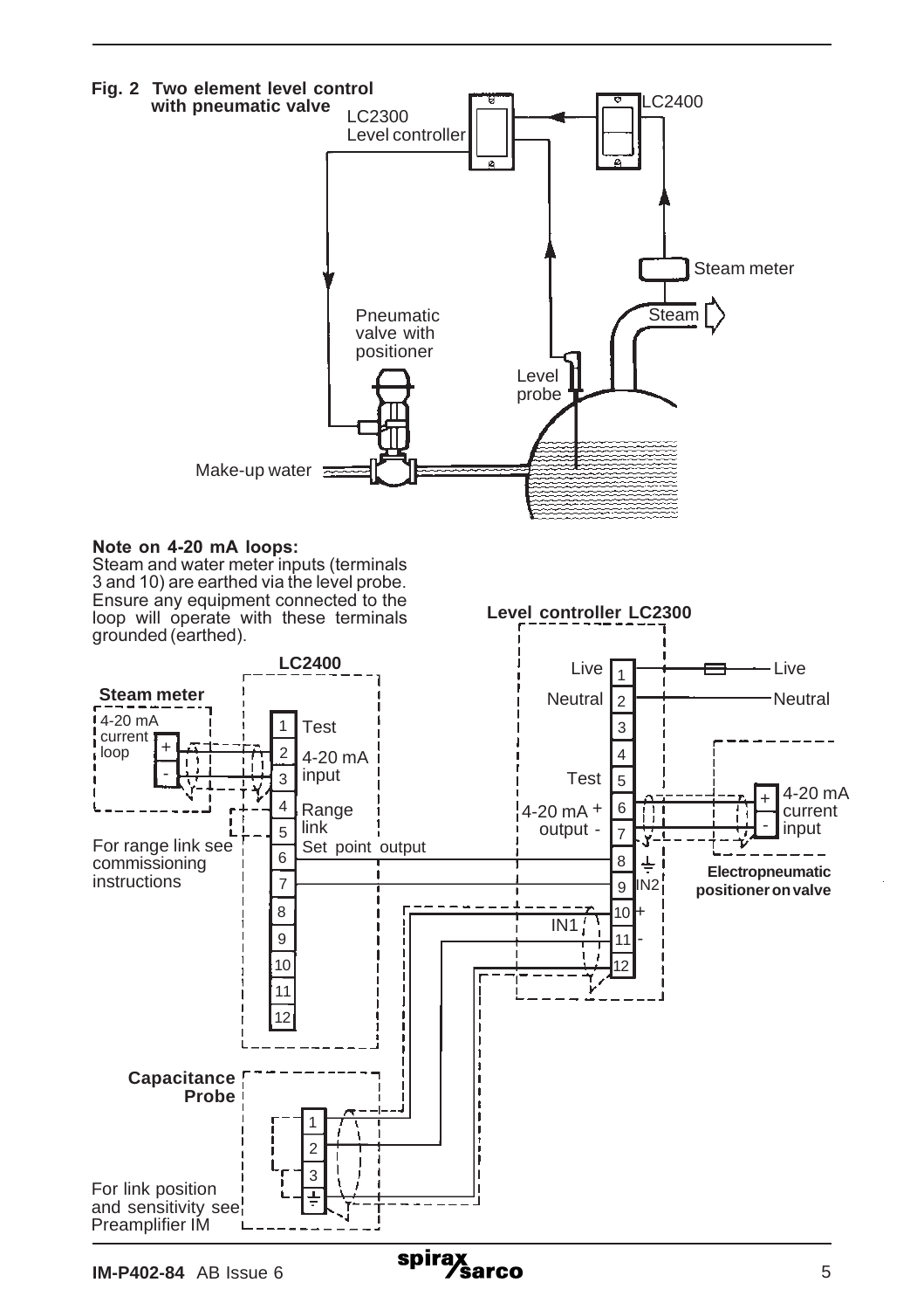**Fig. 2 Two element level control with pneumatic valve**

LC2300 Level controller

LC2400

Steam meter

Steam

Pneumatic valve with positioner

Level probe

Make-up water

**Note on 4-20 mA loops:**
Steam and water meter inputs (terminals 3 and 10) are earthed via the level probe. Ensure any equipment connected to the loop will operate with these terminals grounded (earthed).

**LC2400**

**Steam meter**

4-20 mA current loop

1 Test
2 4-20 mA input
3
4 Range link
5
6 Set point output
7
8
9
10
11
12

For range link see commissioning instructions

**Level controller LC2300**

Live 1 — Live
Neutral 2 — Neutral
3
4
Test 5
4-20 mA + output - 6, 7
8
9 IN2
IN1 10 +, 11 -
12

4-20 mA current input

**Electropneumatic positioner on valve**

**Capacitance Probe**

1
2
3

For link position and sensitivity see Preamplifier IM

**IM-P402-84** AB Issue 6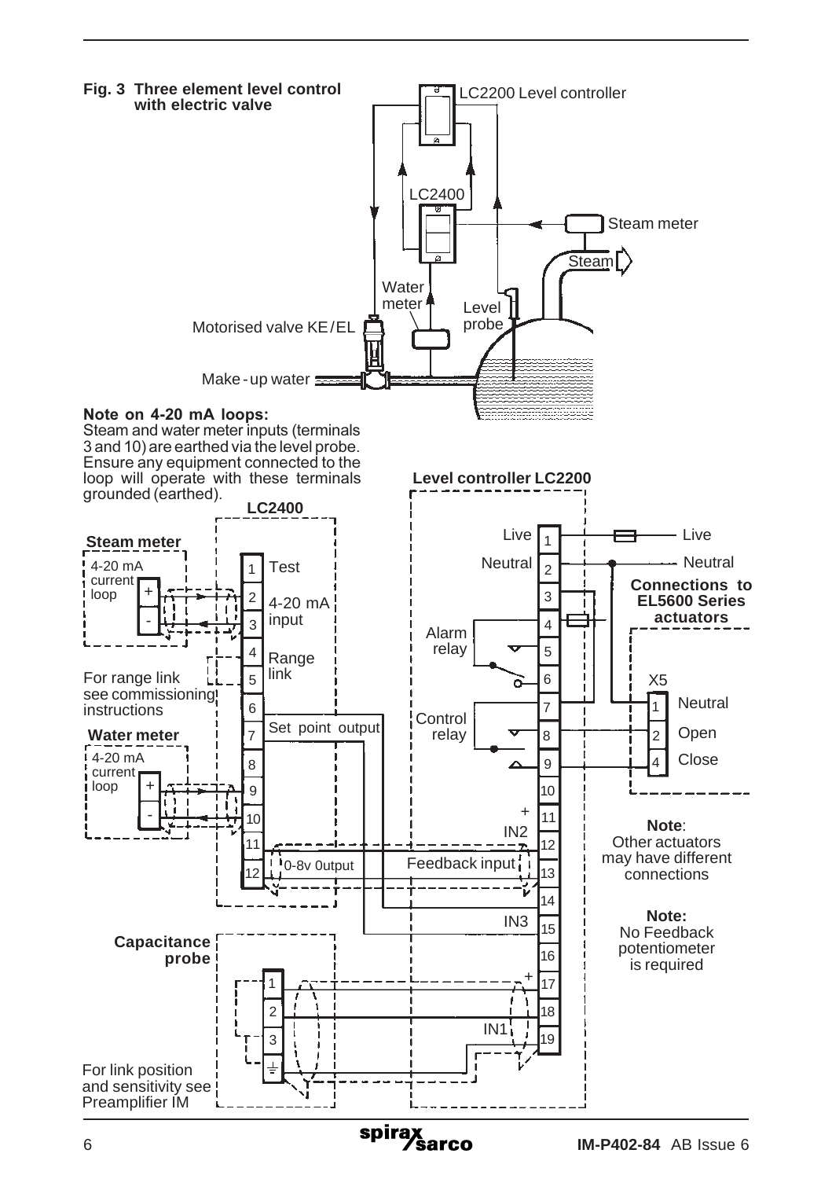**Fig. 3 Three element level control with electric valve**

LC2200 Level controller

LC2400

Steam meter

Steam

Water meter

Level probe

Motorised valve KE/EL

Make-up water

**Note on 4-20 mA loops:**
Steam and water meter inputs (terminals 3 and 10) are earthed via the level probe. Ensure any equipment connected to the loop will operate with these terminals grounded (earthed).

**LC2400**

**Steam meter**

4-20 mA current loop

+ -

1 Test

2 4-20 mA input

3

4 Range link

5

For range link see commissioning instructions

6

7 Set point output

**Water meter**

4-20 mA current loop

+ -

8

9

10

11

12 0-8v 0utput

**Capacitance probe**

1

2

3

⏚

For link position and sensitivity see Preamplifier IM

**Level controller LC2200**

Live 1 — Live

Neutral 2 — Neutral

3

4

Alarm relay 5

6

Control relay 7

8

9

10

+ 11

IN2 12

Feedback input 13

14

IN3 15

16

+ 17

18

IN1 19

**Connections to EL5600 Series actuators**

X5

1 Neutral

2 Open

4 Close

**Note**:
Other actuators may have different connections

**Note:**
No Feedback potentiometer is required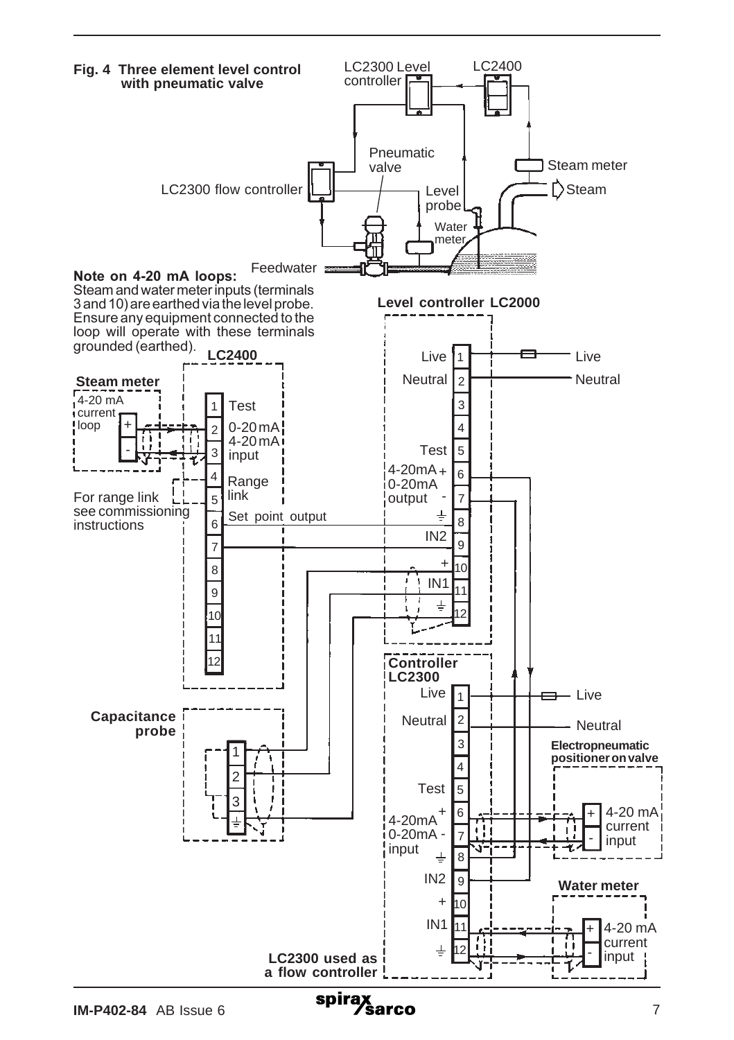**Fig. 4 Three element level control with pneumatic valve**

LC2300 Level controller

LC2400

Pneumatic valve

Steam meter

LC2300 flow controller

Level probe

Steam

Water meter

Feedwater

**Note on 4-20 mA loops:**
Steam and water meter inputs (terminals 3 and 10) are earthed via the level probe. Ensure any equipment connected to the loop will operate with these terminals grounded (earthed).

**Level controller LC2000**

| Terminal | Function |
|---|---|
| 1 | Live |
| 2 | Neutral |
| 3 | |
| 4 | |
| 5 | Test |
| 6 | 4-20mA / 0-20mA output + |
| 7 | 4-20mA / 0-20mA output - |
| 8 | ⏚ |
| 9 | IN2 |
| 10 | + |
| 11 | IN1 |
| 12 | ⏚ |

Live
Neutral

**LC2400**

**Steam meter**
4-20 mA current loop (+, -)

| Terminal | Function |
|---|---|
| 1 | Test |
| 2 | 0-20 mA / 4-20 mA input |
| 3 | 0-20 mA / 4-20 mA input |
| 4 | Range link |
| 5 | Range link |
| 6 | Set point output |
| 7 | |
| 8 | |
| 9 | |
| 10 | |
| 11 | |
| 12 | |

For range link see commissioning instructions

**Capacitance probe**
1, 2, 3, ⏚

**Controller LC2300**

| Terminal | Function |
|---|---|
| 1 | Live |
| 2 | Neutral |
| 3 | |
| 4 | |
| 5 | Test |
| 6 | 4-20mA / 0-20mA input + |
| 7 | 4-20mA / 0-20mA input - |
| 8 | ⏚ |
| 9 | IN2 |
| 10 | + |
| 11 | IN1 |
| 12 | ⏚ |

Live
Neutral

**Electropneumatic positioner on valve**
4-20 mA current input (+, -)

**Water meter**
4-20 mA current input (+, -)

**LC2300 used as a flow controller**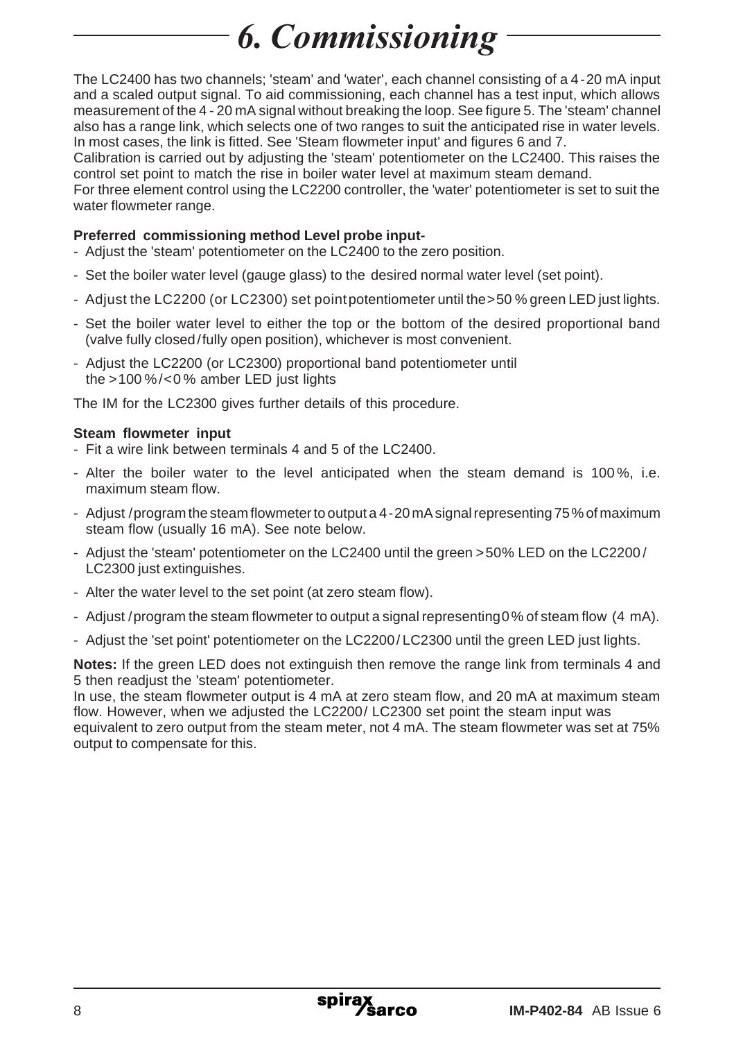# 6. Commissioning

The LC2400 has two channels; 'steam' and 'water', each channel consisting of a 4 - 20 mA input and a scaled output signal. To aid commissioning, each channel has a test input, which allows measurement of the 4 - 20 mA signal without breaking the loop. See figure 5. The 'steam' channel also has a range link, which selects one of two ranges to suit the anticipated rise in water levels. In most cases, the link is fitted. See 'Steam flowmeter input' and figures 6 and 7.
Calibration is carried out by adjusting the 'steam' potentiometer on the LC2400. This raises the control set point to match the rise in boiler water level at maximum steam demand.
For three element control using the LC2200 controller, the 'water' potentiometer is set to suit the water flowmeter range.

**Preferred commissioning method Level probe input-**

- Adjust the 'steam' potentiometer on the LC2400 to the zero position.
- Set the boiler water level (gauge glass) to the desired normal water level (set point).
- Adjust the LC2200 (or LC2300) set point potentiometer until the >50 % green LED just lights.
- Set the boiler water level to either the top or the bottom of the desired proportional band (valve fully closed / fully open position), whichever is most convenient.
- Adjust the LC2200 (or LC2300) proportional band potentiometer until the >100 % / <0 % amber LED just lights

The IM for the LC2300 gives further details of this procedure.

**Steam flowmeter input**

- Fit a wire link between terminals 4 and 5 of the LC2400.
- Alter the boiler water to the level anticipated when the steam demand is 100 %, i.e. maximum steam flow.
- Adjust / program the steam flowmeter to output a 4 - 20 mA signal representing 75 % of maximum steam flow (usually 16 mA). See note below.
- Adjust the 'steam' potentiometer on the LC2400 until the green >50% LED on the LC2200 / LC2300 just extinguishes.
- Alter the water level to the set point (at zero steam flow).
- Adjust / program the steam flowmeter to output a signal representing 0 % of steam flow (4 mA).
- Adjust the 'set point' potentiometer on the LC2200 / LC2300 until the green LED just lights.

**Notes:** If the green LED does not extinguish then remove the range link from terminals 4 and 5 then readjust the 'steam' potentiometer.
In use, the steam flowmeter output is 4 mA at zero steam flow, and 20 mA at maximum steam flow. However, when we adjusted the LC2200/ LC2300 set point the steam input was equivalent to zero output from the steam meter, not 4 mA. The steam flowmeter was set at 75% output to compensate for this.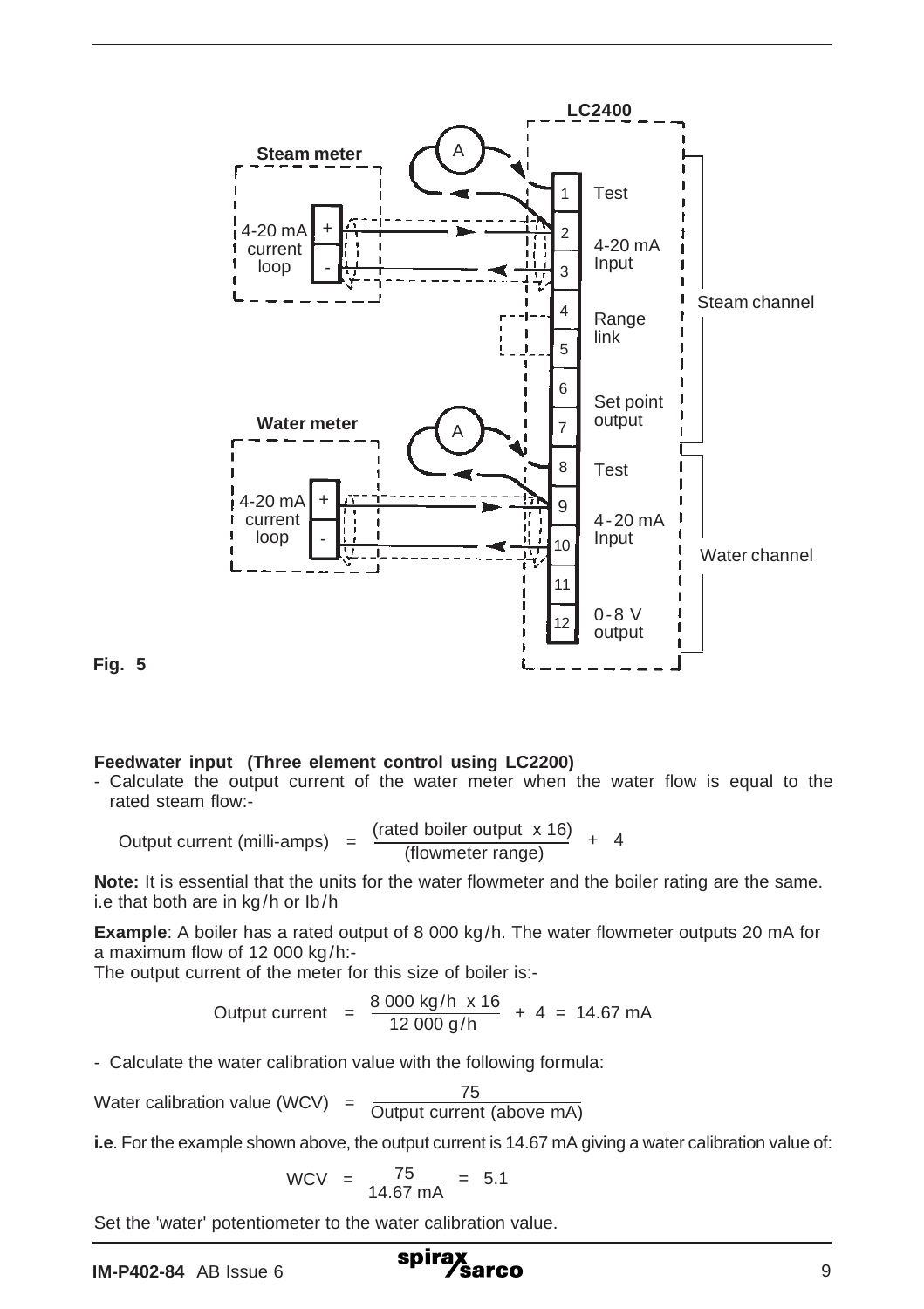Fig. 5

**Feedwater input (Three element control using LC2200)**

- Calculate the output current of the water meter when the water flow is equal to the rated steam flow:-

$$\text{Output current (milli-amps)} = \frac{(\text{rated boiler output} \times 16)}{(\text{flowmeter range})} + 4$$

**Note:** It is essential that the units for the water flowmeter and the boiler rating are the same. i.e that both are in kg/h or Ib/h

**Example**: A boiler has a rated output of 8 000 kg/h. The water flowmeter outputs 20 mA for a maximum flow of 12 000 kg/h:-

The output current of the meter for this size of boiler is:-

$$\text{Output current} = \frac{8\,000 \text{ kg/h} \times 16}{12\,000 \text{ g/h}} + 4 = 14.67 \text{ mA}$$

- Calculate the water calibration value with the following formula:

$$\text{Water calibration value (WCV)} = \frac{75}{\text{Output current (above mA)}}$$

**i.e**. For the example shown above, the output current is 14.67 mA giving a water calibration value of:

$$\text{WCV} = \frac{75}{14.67 \text{ mA}} = 5.1$$

Set the 'water' potentiometer to the water calibration value.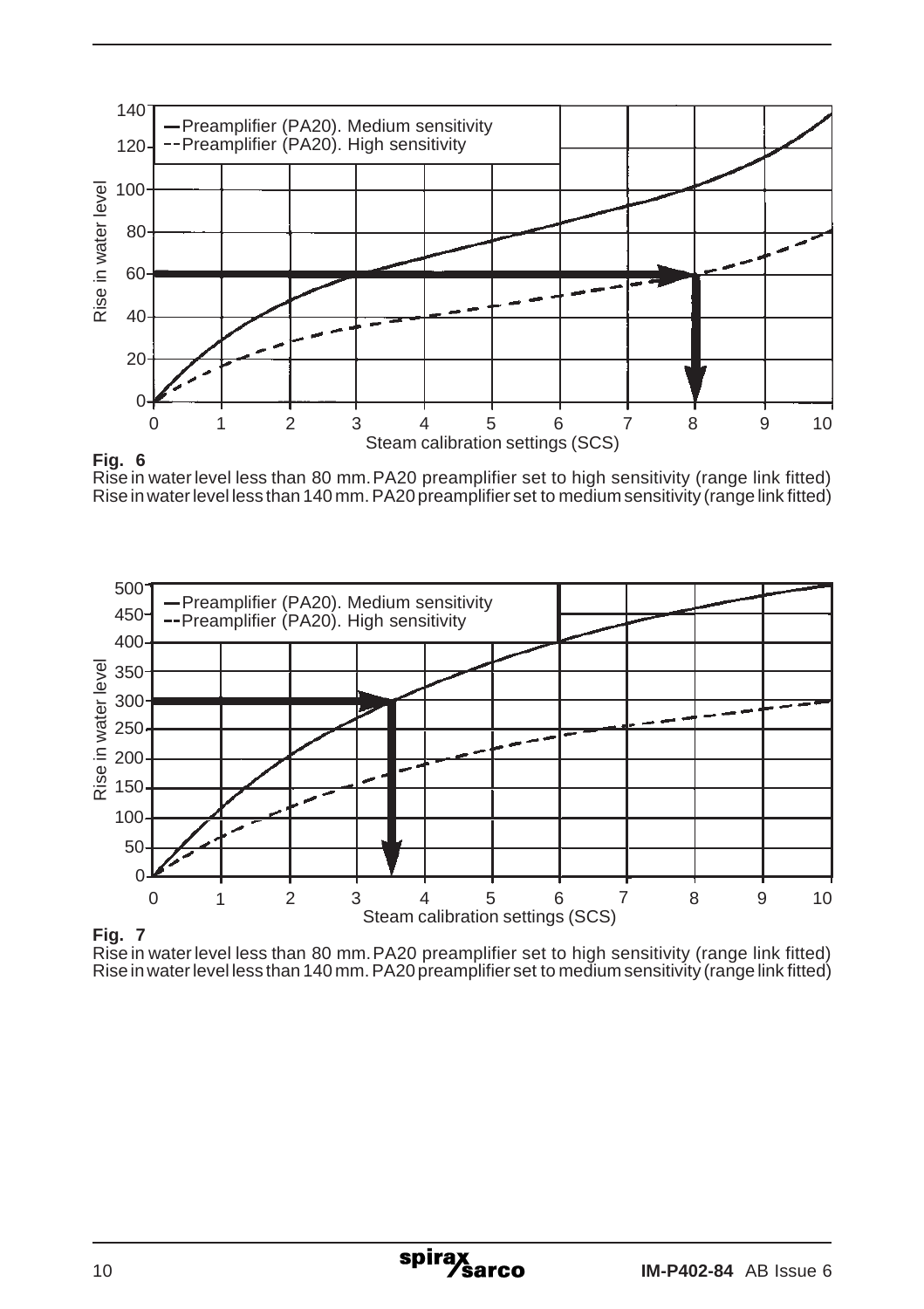**Fig. 6**
Rise in water level less than 80 mm. PA20 preamplifier set to high sensitivity (range link fitted)
Rise in water level less than 140 mm. PA20 preamplifier set to medium sensitivity (range link fitted)

**Fig. 7**
Rise in water level less than 80 mm. PA20 preamplifier set to high sensitivity (range link fitted)
Rise in water level less than 140 mm. PA20 preamplifier set to medium sensitivity (range link fitted)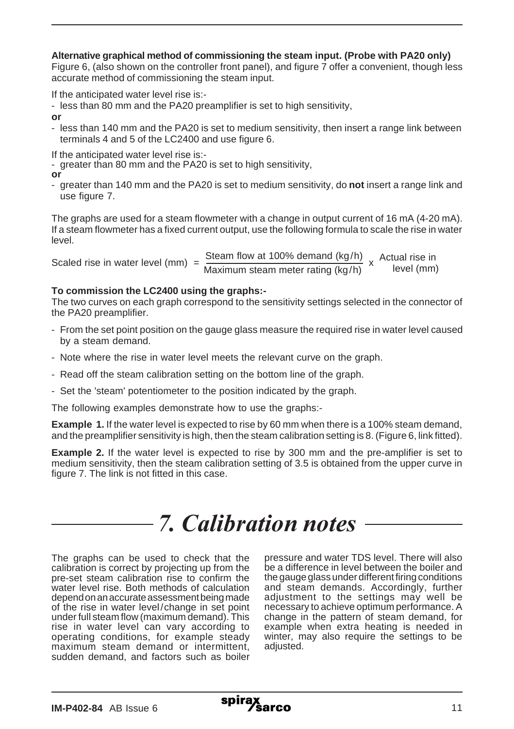**Alternative graphical method of commissioning the steam input. (Probe with PA20 only)**
Figure 6, (also shown on the controller front panel), and figure 7 offer a convenient, though less accurate method of commissioning the steam input.

If the anticipated water level rise is:-

- less than 80 mm and the PA20 preamplifier is set to high sensitivity,

**or**

- less than 140 mm and the PA20 is set to medium sensitivity, then insert a range link between terminals 4 and 5 of the LC2400 and use figure 6.

If the anticipated water level rise is:-

- greater than 80 mm and the PA20 is set to high sensitivity,

**or**

- greater than 140 mm and the PA20 is set to medium sensitivity, do **not** insert a range link and use figure 7.

The graphs are used for a steam flowmeter with a change in output current of 16 mA (4-20 mA). If a steam flowmeter has a fixed current output, use the following formula to scale the rise in water level.

$$\text{Scaled rise in water level (mm)} = \frac{\text{Steam flow at 100\% demand (kg/h)}}{\text{Maximum steam meter rating (kg/h)}} \times \text{Actual rise in level (mm)}$$

**To commission the LC2400 using the graphs:-**
The two curves on each graph correspond to the sensitivity settings selected in the connector of the PA20 preamplifier.

- From the set point position on the gauge glass measure the required rise in water level caused by a steam demand.
- Note where the rise in water level meets the relevant curve on the graph.
- Read off the steam calibration setting on the bottom line of the graph.
- Set the 'steam' potentiometer to the position indicated by the graph.

The following examples demonstrate how to use the graphs:-

**Example 1.** If the water level is expected to rise by 60 mm when there is a 100% steam demand, and the preamplifier sensitivity is high, then the steam calibration setting is 8. (Figure 6, link fitted).

**Example 2.** If the water level is expected to rise by 300 mm and the pre-amplifier is set to medium sensitivity, then the steam calibration setting of 3.5 is obtained from the upper curve in figure 7. The link is not fitted in this case.

# 7. Calibration notes

The graphs can be used to check that the calibration is correct by projecting up from the pre-set steam calibration rise to confirm the water level rise. Both methods of calculation depend on an accurate assessment being made of the rise in water level/change in set point under full steam flow (maximum demand). This rise in water level can vary according to operating conditions, for example steady maximum steam demand or intermittent, sudden demand, and factors such as boiler pressure and water TDS level. There will also be a difference in level between the boiler and the gauge glass under different firing conditions and steam demands. Accordingly, further adjustment to the settings may well be necessary to achieve optimum performance. A change in the pattern of steam demand, for example when extra heating is needed in winter, may also require the settings to be adjusted.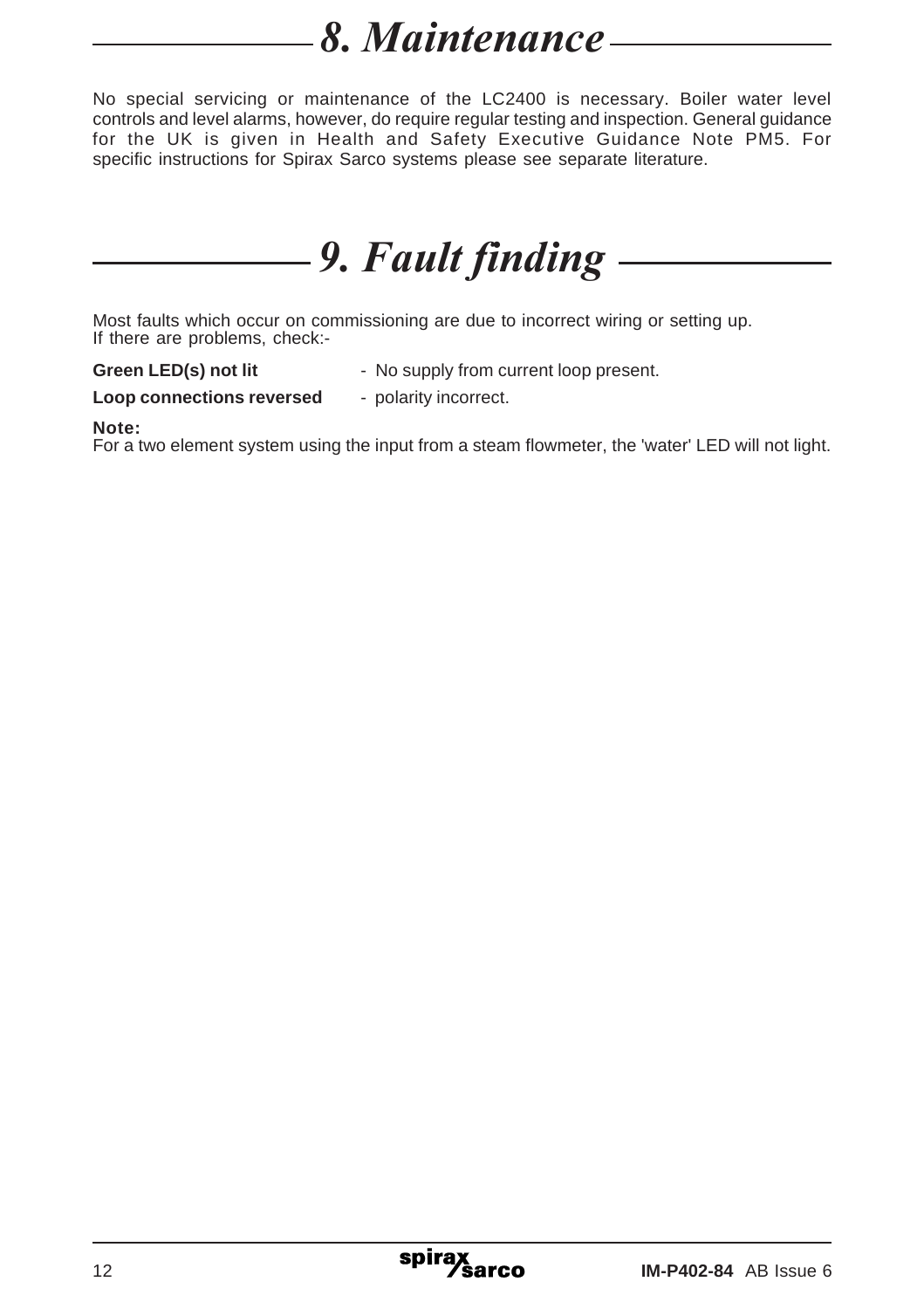# 8. Maintenance

No special servicing or maintenance of the LC2400 is necessary. Boiler water level controls and level alarms, however, do require regular testing and inspection. General guidance for the UK is given in Health and Safety Executive Guidance Note PM5. For specific instructions for Spirax Sarco systems please see separate literature.

# 9. Fault finding

Most faults which occur on commissioning are due to incorrect wiring or setting up.
If there are problems, check:-

**Green LED(s) not lit** - No supply from current loop present.

**Loop connections reversed** - polarity incorrect.

**Note:**
For a two element system using the input from a steam flowmeter, the 'water' LED will not light.